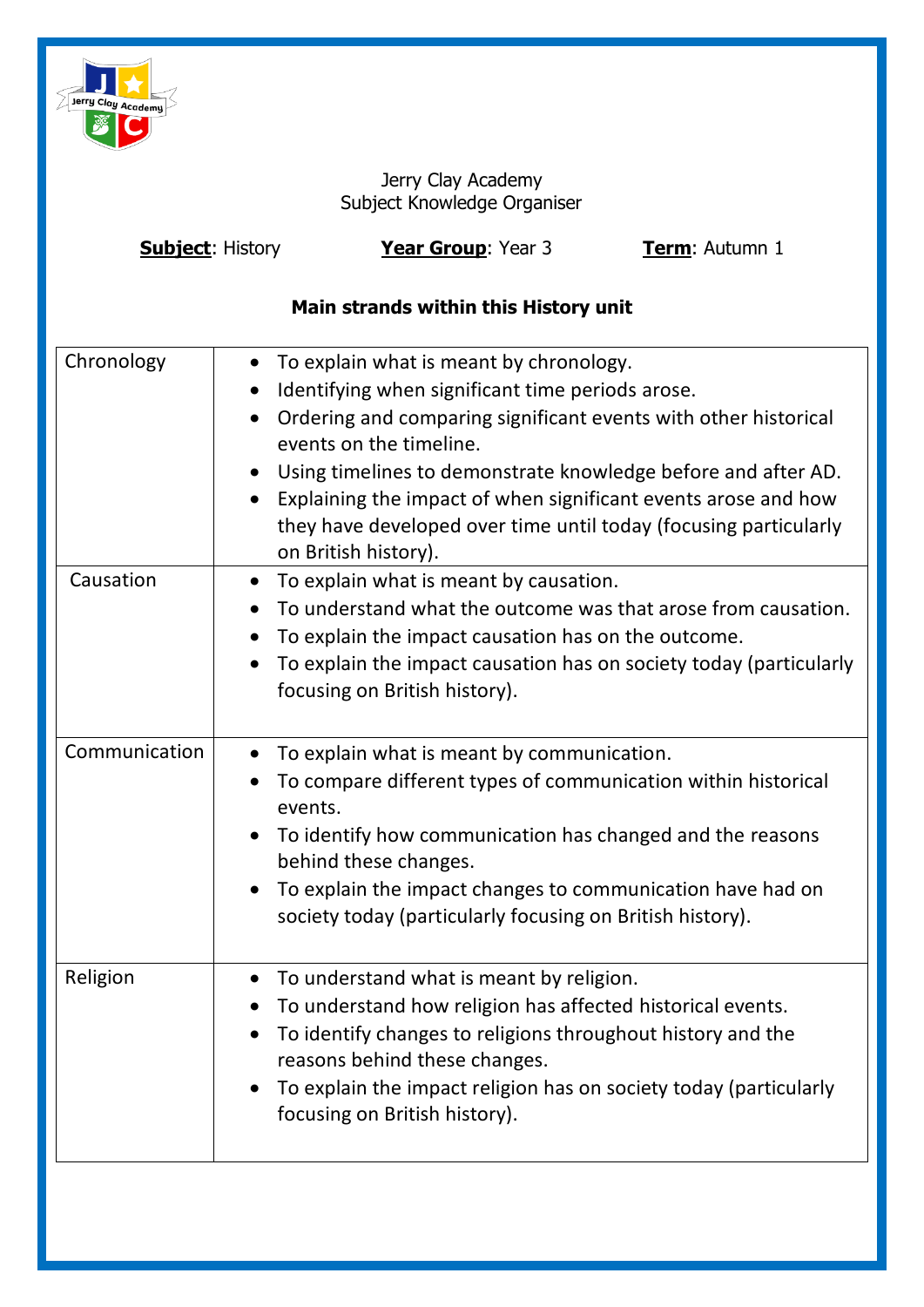Jerry Clay Academy
Subject Knowledge Organiser

**Subject**: History **Year Group**: Year 3 **Term**: Autumn 1

**Main strands within this History unit**

| | |
|---|---|
| Chronology | • To explain what is meant by chronology.<br>• Identifying when significant time periods arose.<br>• Ordering and comparing significant events with other historical events on the timeline.<br>• Using timelines to demonstrate knowledge before and after AD.<br>• Explaining the impact of when significant events arose and how they have developed over time until today (focusing particularly on British history). |
| Causation | • To explain what is meant by causation.<br>• To understand what the outcome was that arose from causation.<br>• To explain the impact causation has on the outcome.<br>• To explain the impact causation has on society today (particularly focusing on British history). |
| Communication | • To explain what is meant by communication.<br>• To compare different types of communication within historical events.<br>• To identify how communication has changed and the reasons behind these changes.<br>• To explain the impact changes to communication have had on society today (particularly focusing on British history). |
| Religion | • To understand what is meant by religion.<br>• To understand how religion has affected historical events.<br>• To identify changes to religions throughout history and the reasons behind these changes.<br>• To explain the impact religion has on society today (particularly focusing on British history). |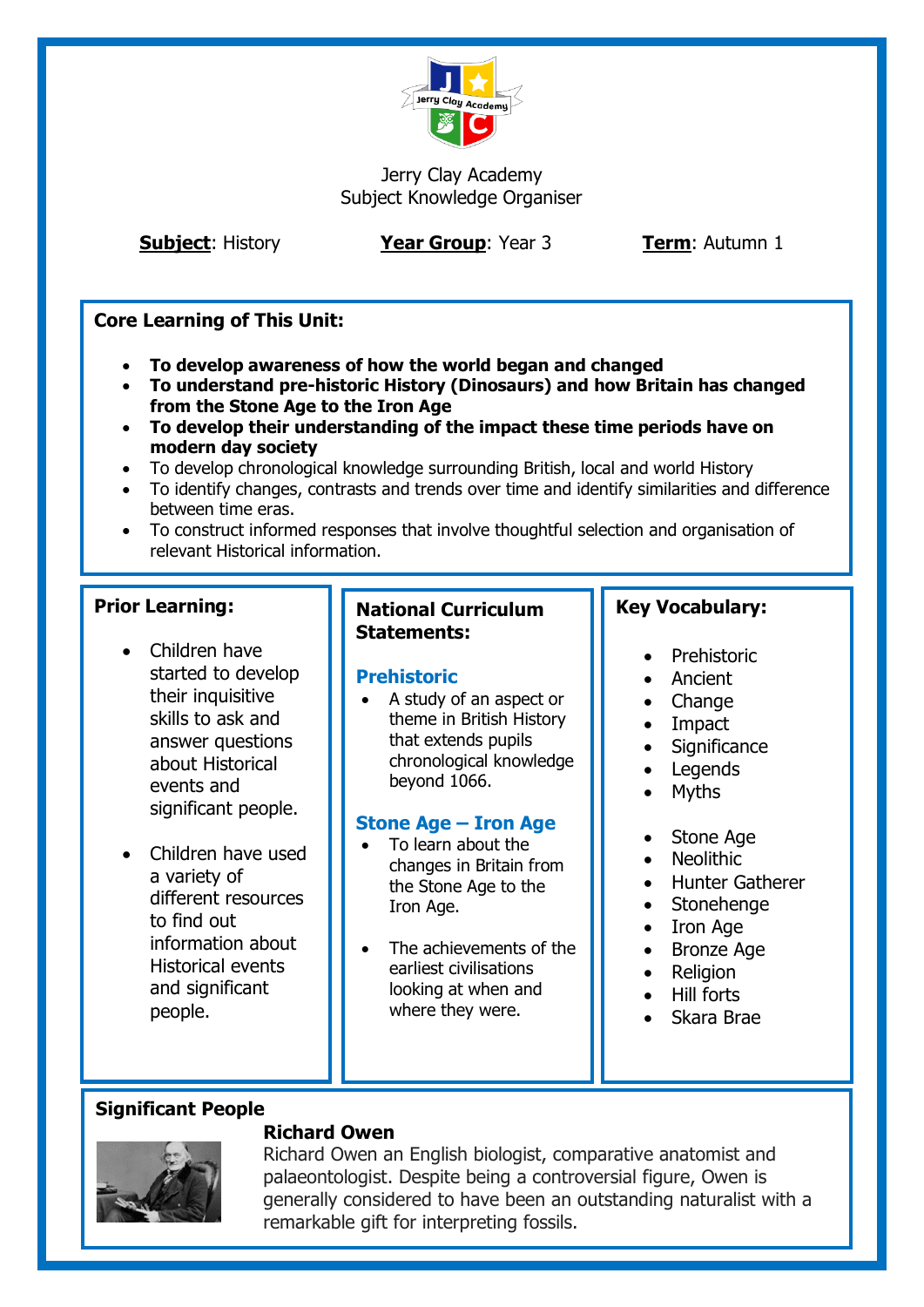Jerry Clay Academy
Subject Knowledge Organiser

**Subject**: History **Year Group**: Year 3 **Term**: Autumn 1

## Core Learning of This Unit:

- **To develop awareness of how the world began and changed**
- **To understand pre-historic History (Dinosaurs) and how Britain has changed from the Stone Age to the Iron Age**
- **To develop their understanding of the impact these time periods have on modern day society**
- To develop chronological knowledge surrounding British, local and world History
- To identify changes, contrasts and trends over time and identify similarities and difference between time eras.
- To construct informed responses that involve thoughtful selection and organisation of relevant Historical information.

## Prior Learning:

- Children have started to develop their inquisitive skills to ask and answer questions about Historical events and significant people.
- Children have used a variety of different resources to find out information about Historical events and significant people.

## National Curriculum Statements:

### Prehistoric

- A study of an aspect or theme in British History that extends pupils chronological knowledge beyond 1066.

### Stone Age – Iron Age

- To learn about the changes in Britain from the Stone Age to the Iron Age.
- The achievements of the earliest civilisations looking at when and where they were.

## Key Vocabulary:

- Prehistoric
- Ancient
- Change
- Impact
- Significance
- Legends
- Myths

- Stone Age
- Neolithic
- Hunter Gatherer
- Stonehenge
- Iron Age
- Bronze Age
- Religion
- Hill forts
- Skara Brae

## Significant People

**Richard Owen**

Richard Owen an English biologist, comparative anatomist and palaeontologist. Despite being a controversial figure, Owen is generally considered to have been an outstanding naturalist with a remarkable gift for interpreting fossils.